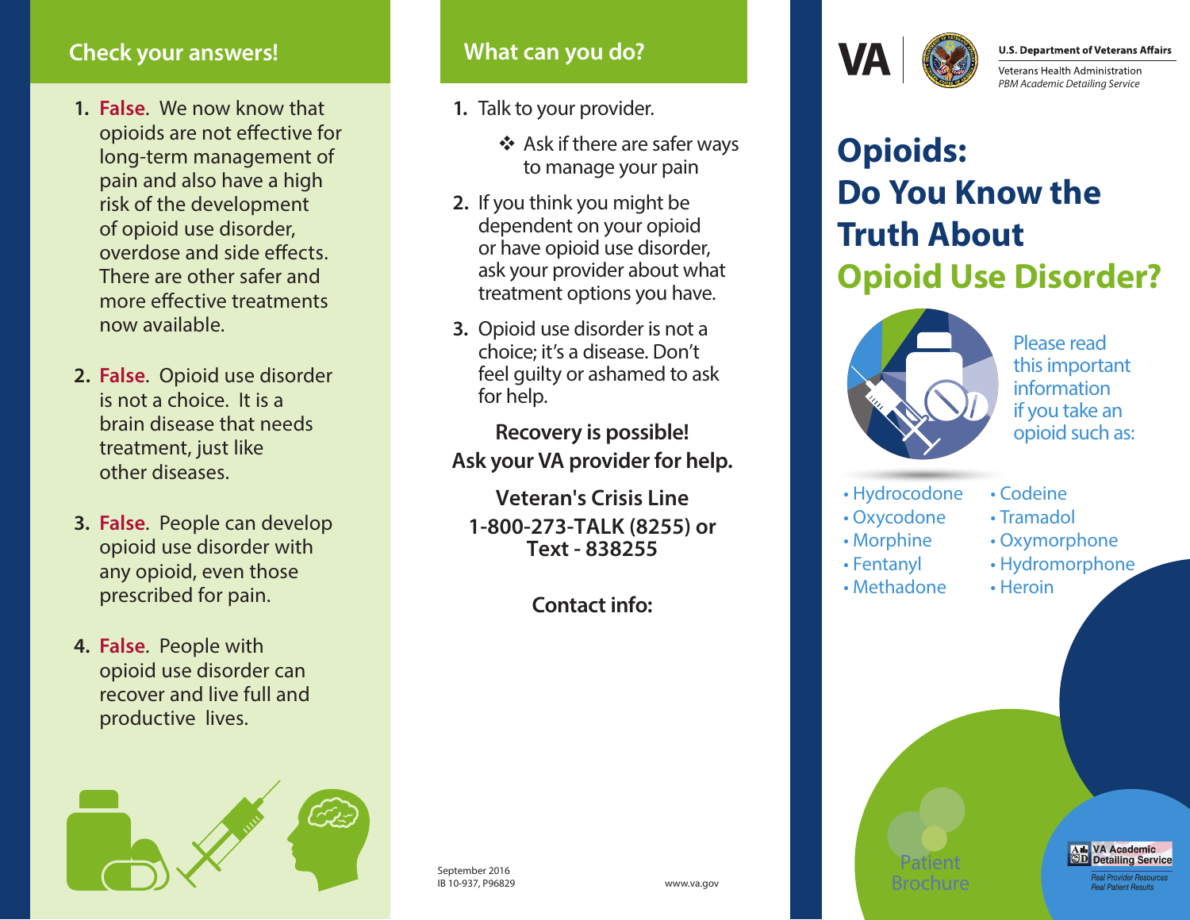## Check your answers!

1. **False**. We now know that opioids are not effective for long-term management of pain and also have a high risk of the development of opioid use disorder, overdose and side effects. There are other safer and more effective treatments now available.

2. **False**. Opioid use disorder is not a choice. It is a brain disease that needs treatment, just like other diseases.

3. **False**. People can develop opioid use disorder with any opioid, even those prescribed for pain.

4. **False**. People with opioid use disorder can recover and live full and productive lives.

## What can you do?

1. Talk to your provider.
   - Ask if there are safer ways to manage your pain
2. If you think you might be dependent on your opioid or have opioid use disorder, ask your provider about what treatment options you have.
3. Opioid use disorder is not a choice; it's a disease. Don't feel guilty or ashamed to ask for help.

**Recovery is possible!**
**Ask your VA provider for help.**

**Veteran's Crisis Line**
**1-800-273-TALK (8255) or Text - 838255**

**Contact info:**

September 2016
IB 10-937, P96829

www.va.gov

VA

U.S. Department of Veterans Affairs
Veterans Health Administration
*PBM Academic Detailing Service*

# Opioids: Do You Know the Truth About Opioid Use Disorder?

Please read this important information if you take an opioid such as:

- Hydrocodone
- Oxycodone
- Morphine
- Fentanyl
- Methadone
- Codeine
- Tramadol
- Oxymorphone
- Hydromorphone
- Heroin

Patient Brochure

VA Academic Detailing Service
*Real Provider Resources*
*Real Patient Results*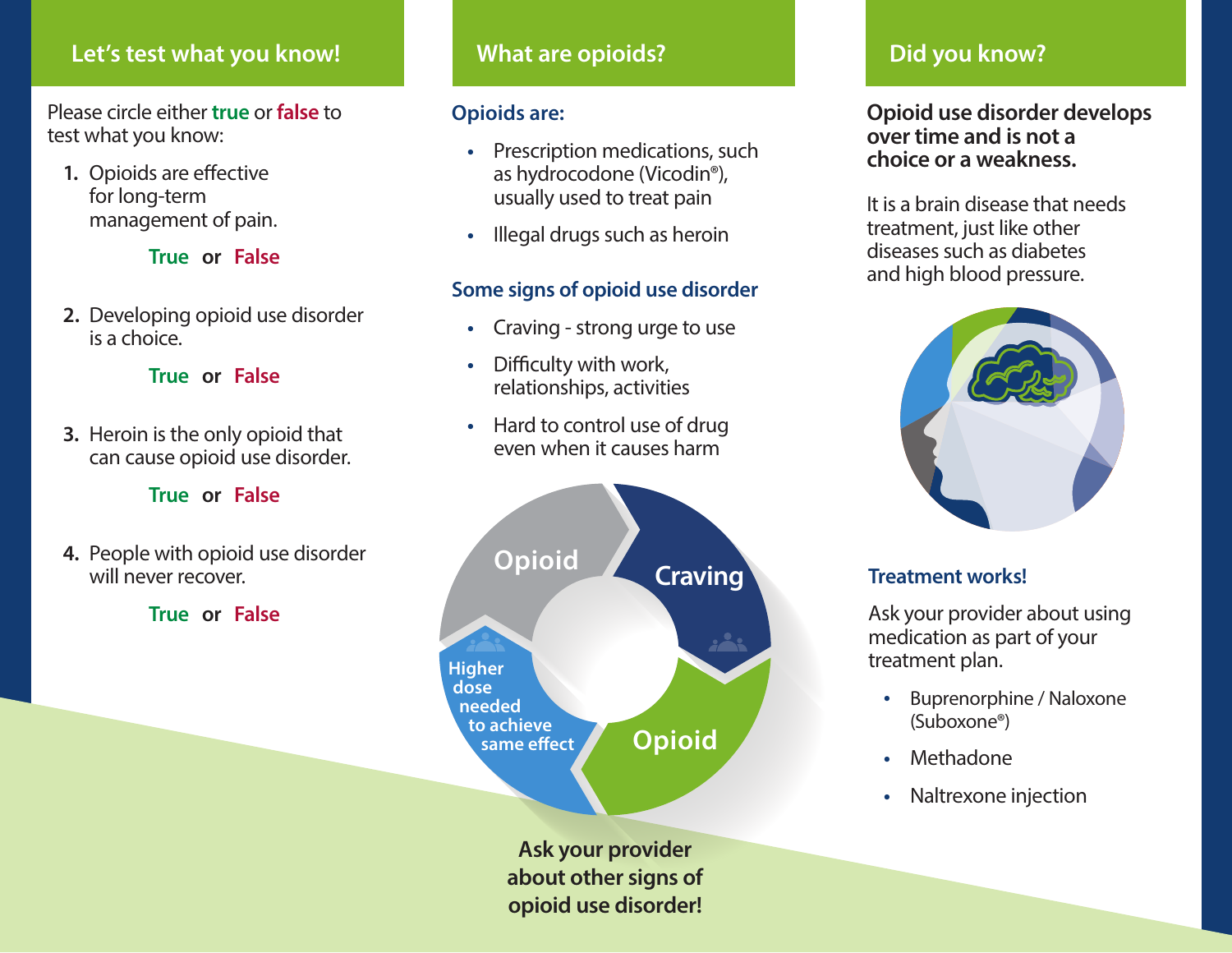## Let's test what you know!

Please circle either **true** or **false** to test what you know:

1. Opioids are effective for long-term management of pain.

   **True** or **False**

2. Developing opioid use disorder is a choice.

   **True** or **False**

3. Heroin is the only opioid that can cause opioid use disorder.

   **True** or **False**

4. People with opioid use disorder will never recover.

   **True** or **False**

## What are opioids?

### Opioids are:

- Prescription medications, such as hydrocodone (Vicodin®), usually used to treat pain
- Illegal drugs such as heroin

### Some signs of opioid use disorder

- Craving - strong urge to use
- Difficulty with work, relationships, activities
- Hard to control use of drug even when it causes harm

Opioid

Craving

Opioid

Higher dose needed to achieve same effect

**Ask your provider about other signs of opioid use disorder!**

## Did you know?

**Opioid use disorder develops over time and is not a choice or a weakness.**

It is a brain disease that needs treatment, just like other diseases such as diabetes and high blood pressure.

### Treatment works!

Ask your provider about using medication as part of your treatment plan.

- Buprenorphine / Naloxone (Suboxone®)
- Methadone
- Naltrexone injection